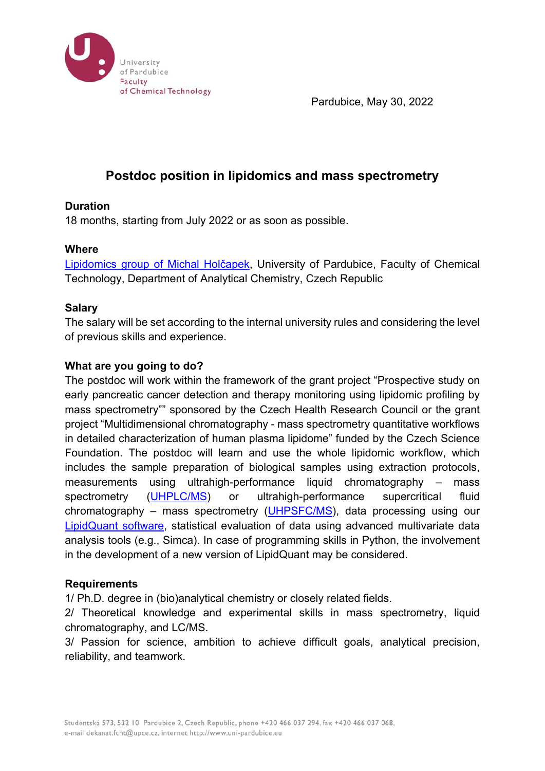University of Pardubice
Faculty of Chemical Technology

Pardubice, May 30, 2022

# Postdoc position in lipidomics and mass spectrometry

**Duration**

18 months, starting from July 2022 or as soon as possible.

**Where**

Lipidomics group of Michal Holčapek, University of Pardubice, Faculty of Chemical Technology, Department of Analytical Chemistry, Czech Republic

**Salary**

The salary will be set according to the internal university rules and considering the level of previous skills and experience.

**What are you going to do?**

The postdoc will work within the framework of the grant project "Prospective study on early pancreatic cancer detection and therapy monitoring using lipidomic profiling by mass spectrometry"" sponsored by the Czech Health Research Council or the grant project "Multidimensional chromatography - mass spectrometry quantitative workflows in detailed characterization of human plasma lipidome" funded by the Czech Science Foundation. The postdoc will learn and use the whole lipidomic workflow, which includes the sample preparation of biological samples using extraction protocols, measurements using ultrahigh-performance liquid chromatography – mass spectrometry (UHPLC/MS) or ultrahigh-performance supercritical fluid chromatography – mass spectrometry (UHPSFC/MS), data processing using our LipidQuant software, statistical evaluation of data using advanced multivariate data analysis tools (e.g., Simca). In case of programming skills in Python, the involvement in the development of a new version of LipidQuant may be considered.

**Requirements**

1/ Ph.D. degree in (bio)analytical chemistry or closely related fields.
2/ Theoretical knowledge and experimental skills in mass spectrometry, liquid chromatography, and LC/MS.
3/ Passion for science, ambition to achieve difficult goals, analytical precision, reliability, and teamwork.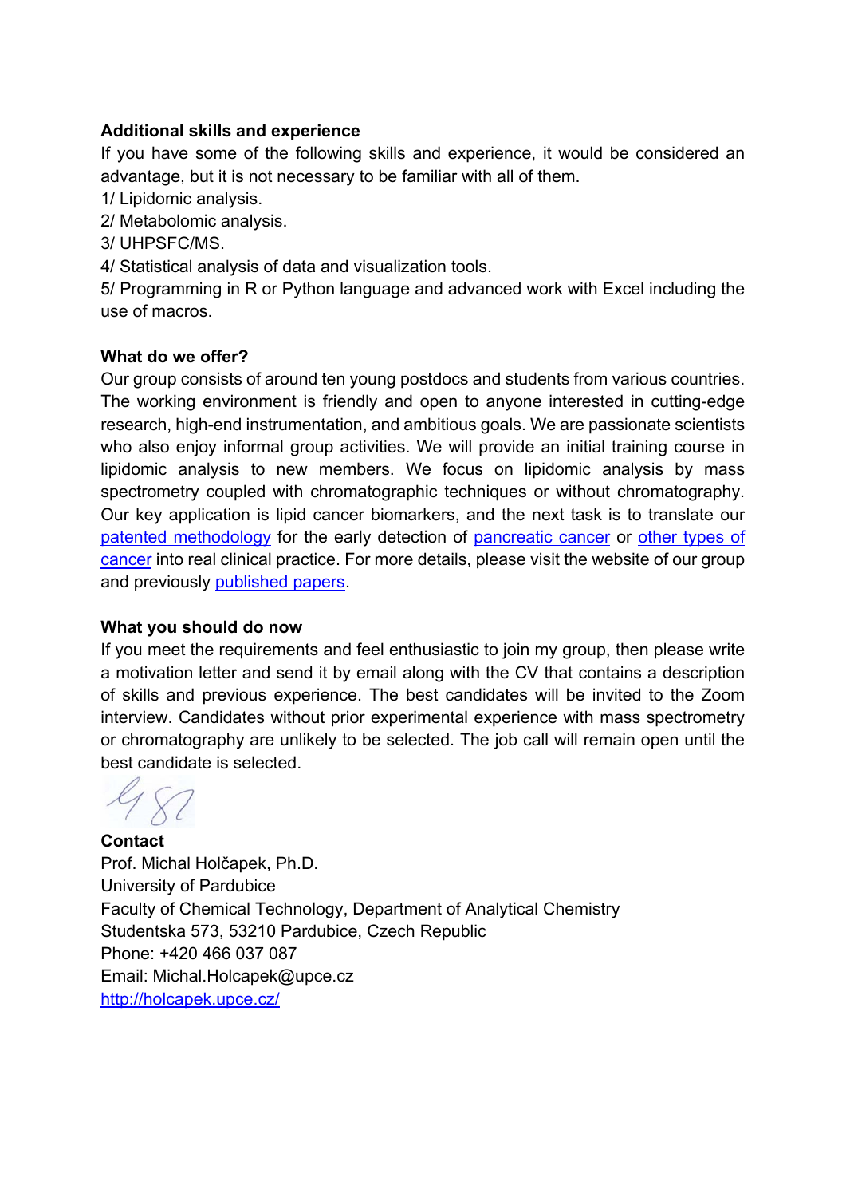**Additional skills and experience**

If you have some of the following skills and experience, it would be considered an advantage, but it is not necessary to be familiar with all of them.

1/ Lipidomic analysis.
2/ Metabolomic analysis.
3/ UHPSFC/MS.
4/ Statistical analysis of data and visualization tools.
5/ Programming in R or Python language and advanced work with Excel including the use of macros.

**What do we offer?**

Our group consists of around ten young postdocs and students from various countries. The working environment is friendly and open to anyone interested in cutting-edge research, high-end instrumentation, and ambitious goals. We are passionate scientists who also enjoy informal group activities. We will provide an initial training course in lipidomic analysis to new members. We focus on lipidomic analysis by mass spectrometry coupled with chromatographic techniques or without chromatography. Our key application is lipid cancer biomarkers, and the next task is to translate our patented methodology for the early detection of pancreatic cancer or other types of cancer into real clinical practice. For more details, please visit the website of our group and previously published papers.

**What you should do now**

If you meet the requirements and feel enthusiastic to join my group, then please write a motivation letter and send it by email along with the CV that contains a description of skills and previous experience. The best candidates will be invited to the Zoom interview. Candidates without prior experimental experience with mass spectrometry or chromatography are unlikely to be selected. The job call will remain open until the best candidate is selected.

**Contact**

Prof. Michal Holčapek, Ph.D.
University of Pardubice
Faculty of Chemical Technology, Department of Analytical Chemistry
Studentska 573, 53210 Pardubice, Czech Republic
Phone: +420 466 037 087
Email: Michal.Holcapek@upce.cz
http://holcapek.upce.cz/